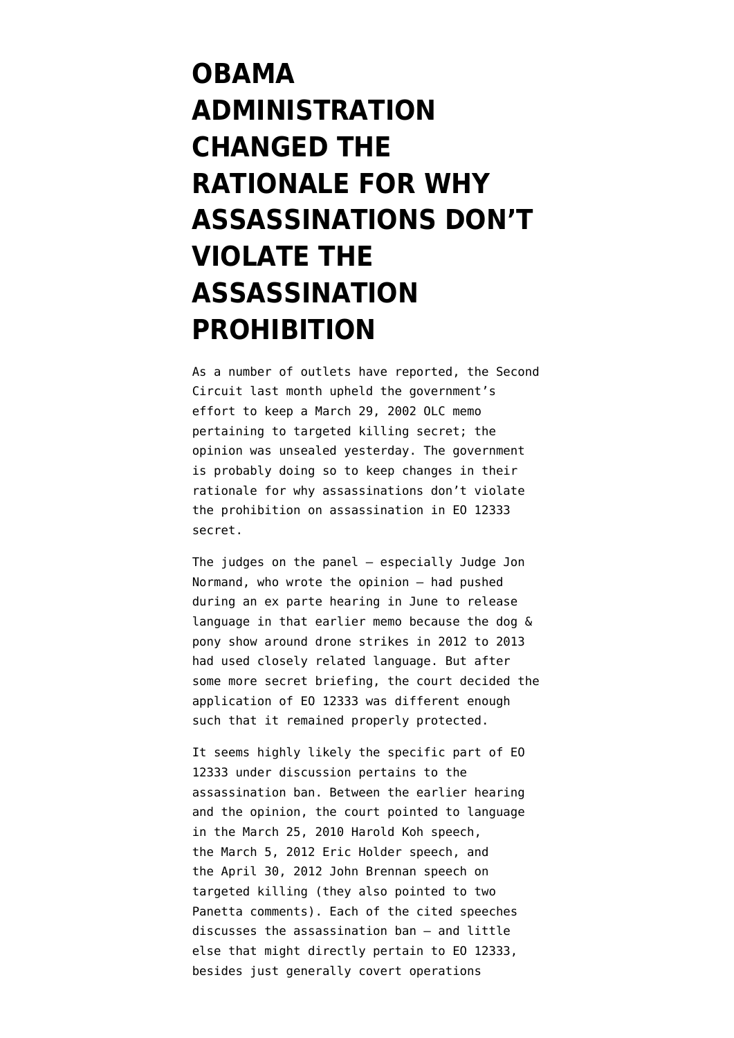# OBAMA ADMINISTRATION CHANGED THE RATIONALE FOR WHY ASSASSINATIONS DON'T VIOLATE THE ASSASSINATION PROHIBITION

As a number of outlets have reported, the Second Circuit last month upheld the government's effort to keep a March 29, 2002 OLC memo pertaining to targeted killing secret; the opinion was unsealed yesterday. The government is probably doing so to keep changes in their rationale for why assassinations don't violate the prohibition on assassination in EO 12333 secret.

The judges on the panel — especially Judge Jon Normand, who wrote the opinion — had pushed during an ex parte hearing in June to release language in that earlier memo because the dog & pony show around drone strikes in 2012 to 2013 had used closely related language. But after some more secret briefing, the court decided the application of EO 12333 was different enough such that it remained properly protected.

It seems highly likely the specific part of EO 12333 under discussion pertains to the assassination ban. Between the earlier hearing and the opinion, the court pointed to language in the March 25, 2010 Harold Koh speech, the March 5, 2012 Eric Holder speech, and the April 30, 2012 John Brennan speech on targeted killing (they also pointed to two Panetta comments). Each of the cited speeches discusses the assassination ban — and little else that might directly pertain to EO 12333, besides just generally covert operations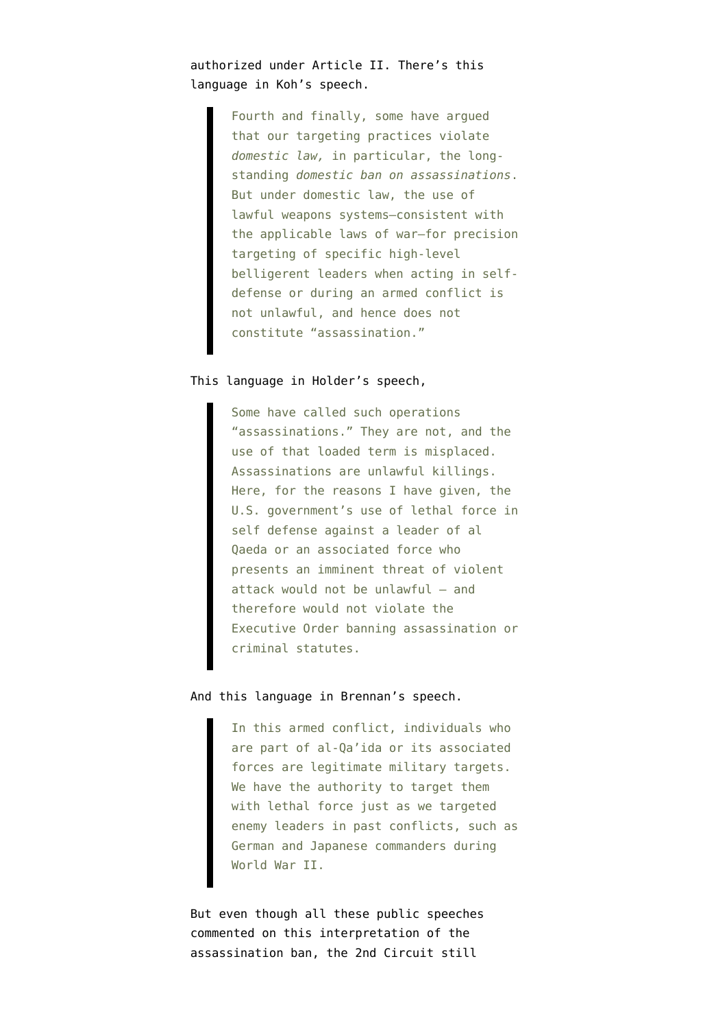authorized under Article II. There's this language in Koh's speech.

> Fourth and finally, some have argued that our targeting practices violate *domestic law,* in particular, the long-standing *domestic ban on assassinations*. But under domestic law, the use of lawful weapons systems—consistent with the applicable laws of war—for precision targeting of specific high-level belligerent leaders when acting in self-defense or during an armed conflict is not unlawful, and hence does not constitute "assassination."

This language in Holder's speech,

> Some have called such operations "assassinations." They are not, and the use of that loaded term is misplaced. Assassinations are unlawful killings. Here, for the reasons I have given, the U.S. government's use of lethal force in self defense against a leader of al Qaeda or an associated force who presents an imminent threat of violent attack would not be unlawful — and therefore would not violate the Executive Order banning assassination or criminal statutes.

And this language in Brennan's speech.

> In this armed conflict, individuals who are part of al-Qa'ida or its associated forces are legitimate military targets. We have the authority to target them with lethal force just as we targeted enemy leaders in past conflicts, such as German and Japanese commanders during World War II.

But even though all these public speeches commented on this interpretation of the assassination ban, the 2nd Circuit still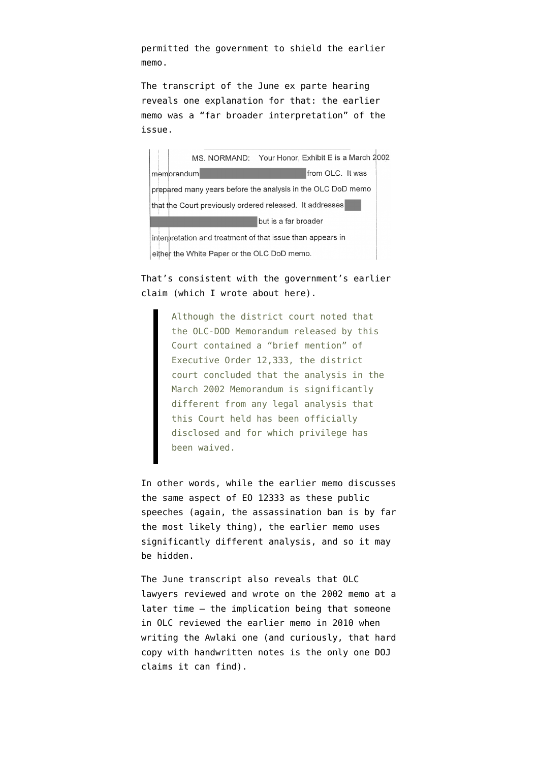permitted the government to shield the earlier memo.

The transcript of the June ex parte hearing reveals one explanation for that: the earlier memo was a "far broader interpretation" of the issue.

> MS. NORMAND: Your Honor, Exhibit E is a March 2002 memorandum [redacted] from OLC. It was prepared many years before the analysis in the OLC DoD memo that the Court previously ordered released. It addresses [redacted] [redacted] but is a far broader interpretation and treatment of that issue than appears in either the White Paper or the OLC DoD memo.

That's consistent with the government's earlier claim (which I wrote about here).

> Although the district court noted that the OLC-DOD Memorandum released by this Court contained a "brief mention" of Executive Order 12,333, the district court concluded that the analysis in the March 2002 Memorandum is significantly different from any legal analysis that this Court held has been officially disclosed and for which privilege has been waived.

In other words, while the earlier memo discusses the same aspect of EO 12333 as these public speeches (again, the assassination ban is by far the most likely thing), the earlier memo uses significantly different analysis, and so it may be hidden.

The June transcript also reveals that OLC lawyers reviewed and wrote on the 2002 memo at a later time — the implication being that someone in OLC reviewed the earlier memo in 2010 when writing the Awlaki one (and curiously, that hard copy with handwritten notes is the only one DOJ claims it can find).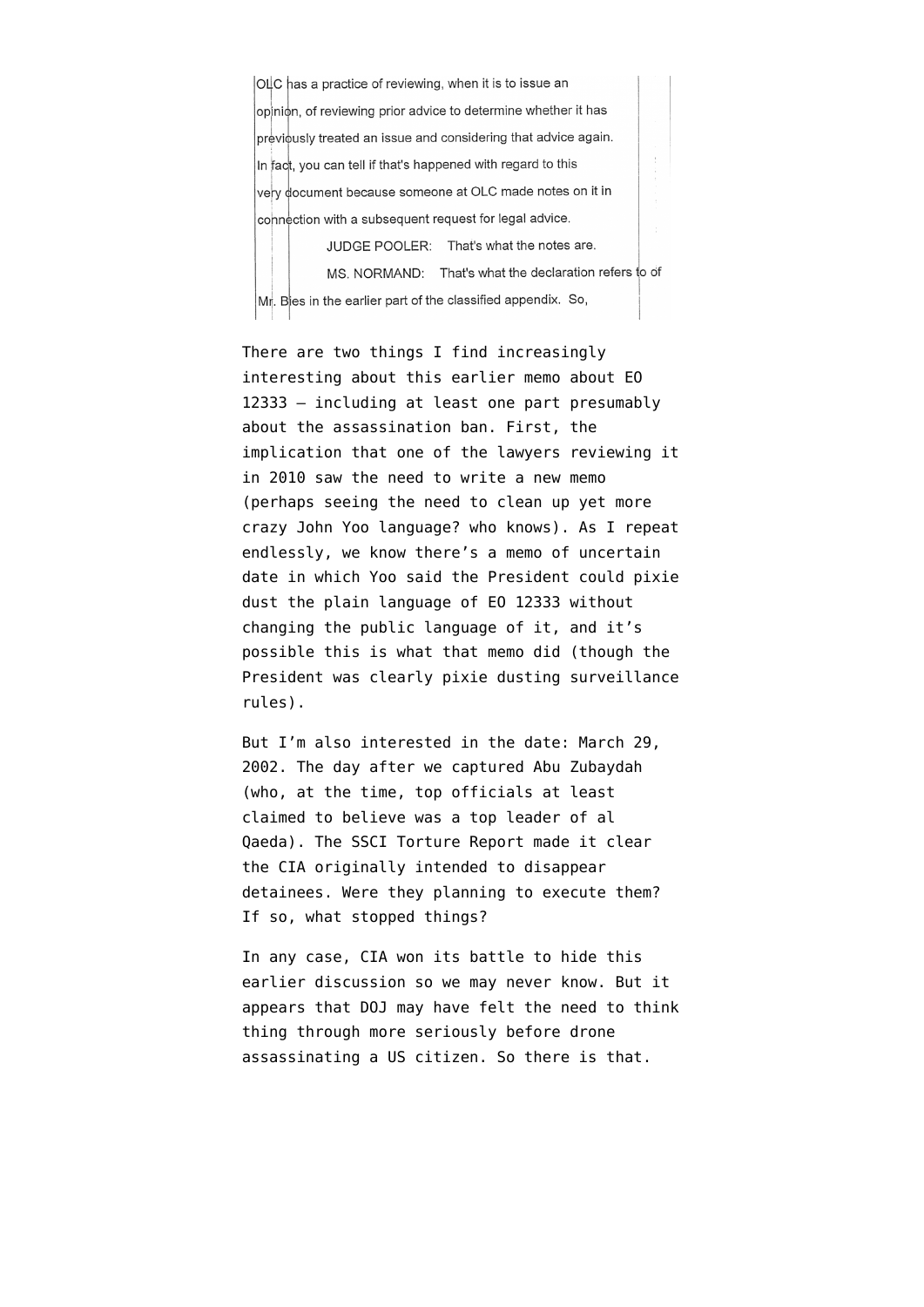OLC has a practice of reviewing, when it is to issue an opinion, of reviewing prior advice to determine whether it has previously treated an issue and considering that advice again. In fact, you can tell if that's happened with regard to this very document because someone at OLC made notes on it in connection with a subsequent request for legal advice.

JUDGE POOLER: That's what the notes are.

MS. NORMAND: That's what the declaration refers to of Mr. Bies in the earlier part of the classified appendix. So,

There are two things I find increasingly interesting about this earlier memo about EO 12333 — including at least one part presumably about the assassination ban. First, the implication that one of the lawyers reviewing it in 2010 saw the need to write a new memo (perhaps seeing the need to clean up yet more crazy John Yoo language? who knows). As I repeat endlessly, we know there's a memo of uncertain date in which Yoo said the President could pixie dust the plain language of EO 12333 without changing the public language of it, and it's possible this is what that memo did (though the President was clearly pixie dusting surveillance rules).

But I'm also interested in the date: March 29, 2002. The day after we captured Abu Zubaydah (who, at the time, top officials at least claimed to believe was a top leader of al Qaeda). The SSCI Torture Report made it clear the CIA originally intended to disappear detainees. Were they planning to execute them? If so, what stopped things?

In any case, CIA won its battle to hide this earlier discussion so we may never know. But it appears that DOJ may have felt the need to think thing through more seriously before drone assassinating a US citizen. So there is that.